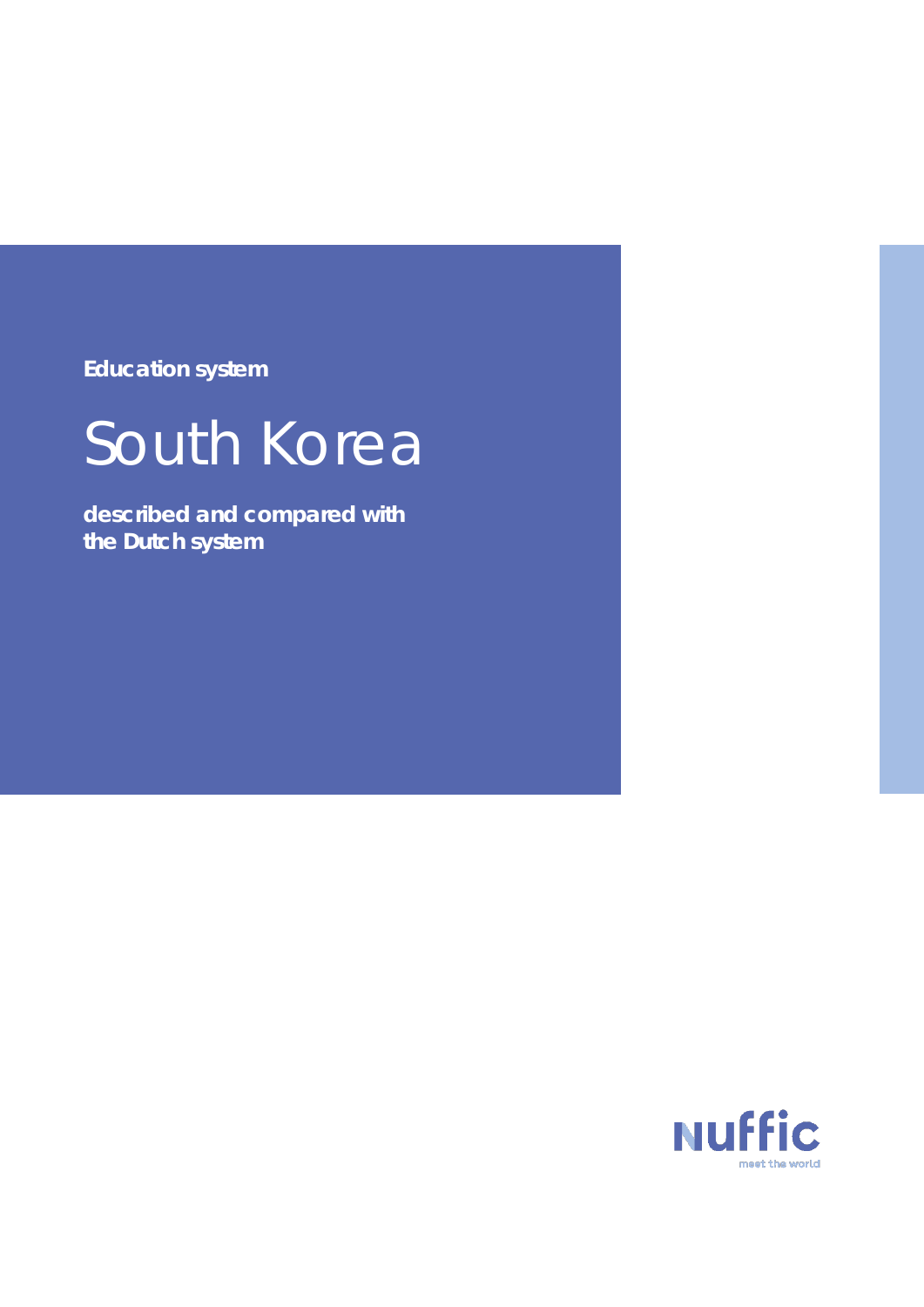Education system

# South Korea

**described and compared with the Dutch system**

nuffic

meet the world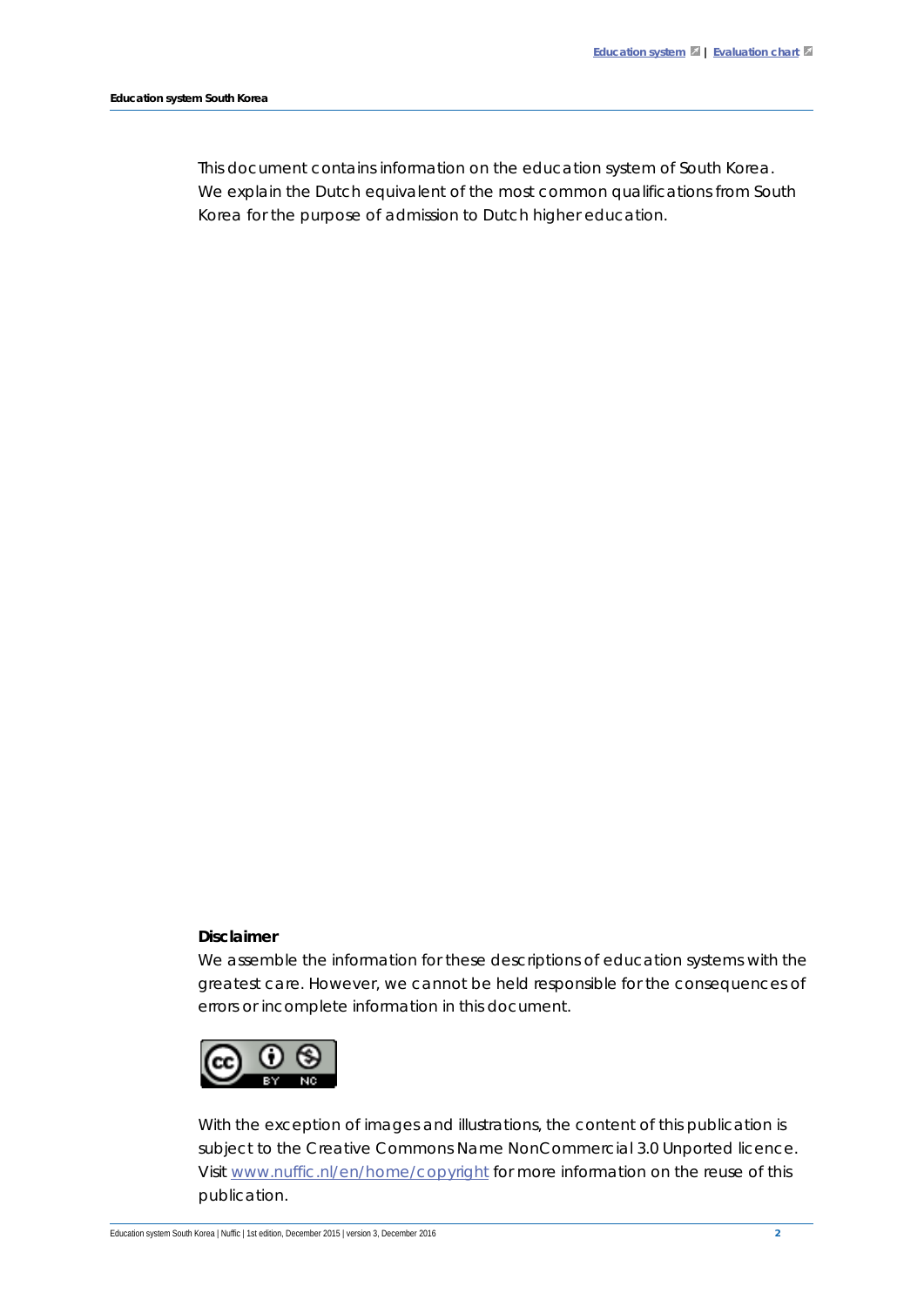This document contains information on the education system of South Korea. We explain the Dutch equivalent of the most common qualifications from South Korea for the purpose of admission to Dutch higher education.

**Disclaimer**

We assemble the information for these descriptions of education systems with the greatest care. However, we cannot be held responsible for the consequences of errors or incomplete information in this document.

With the exception of images and illustrations, the content of this publication is subject to the Creative Commons Name NonCommercial 3.0 Unported licence. Visit www.nuffic.nl/en/home/copyright for more information on the reuse of this publication.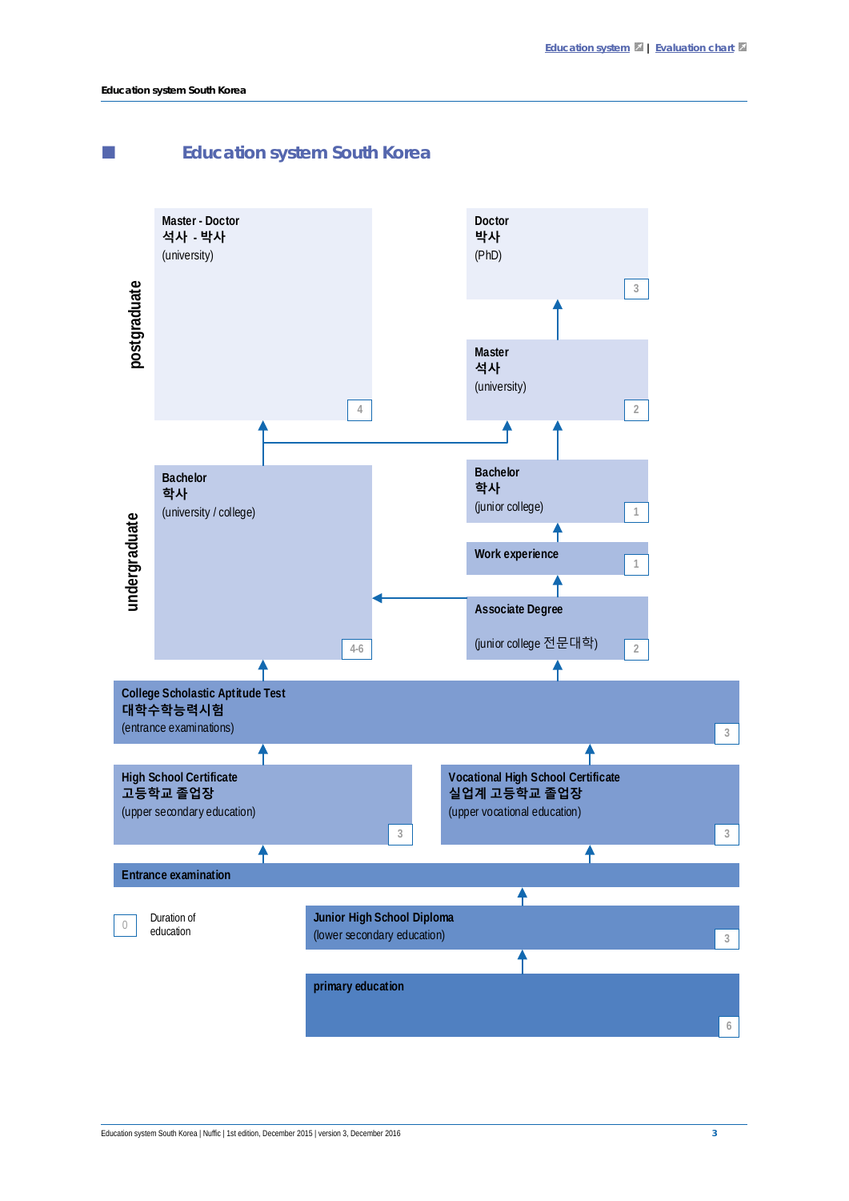# Education system South Korea

**postgraduate**

**Master - Doctor**
**석사 - 박사**
(university)
4

**Doctor**
**박사**
(PhD)
3

**Master**
**석사**
(university)
2

**undergraduate**

**Bachelor**
**학사**
(university / college)
4-6

**Bachelor**
**학사**
(junior college)
1

**Work experience**
1

**Associate Degree**
(junior college 전문대학)
2

**College Scholastic Aptitude Test**
**대학수학능력시험**
(entrance examinations)
3

**High School Certificate**
**고등학교 졸업장**
(upper secondary education)
3

**Vocational High School Certificate**
**실업계 고등학교 졸업장**
(upper vocational education)
3

**Entrance examination**

**Junior High School Diploma**
(lower secondary education)
3

**primary education**
6

0 Duration of education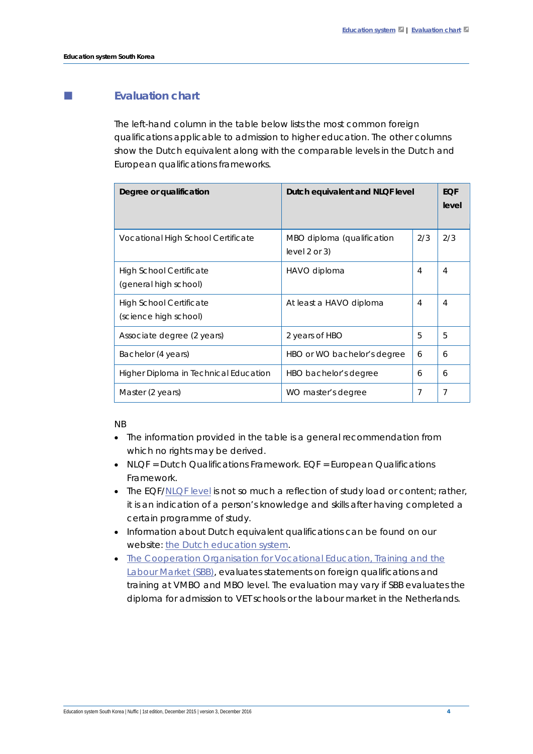## Evaluation chart

The left-hand column in the table below lists the most common foreign qualifications applicable to admission to higher education. The other columns show the Dutch equivalent along with the comparable levels in the Dutch and European qualifications frameworks.

| Degree or qualification | Dutch equivalent and NLQF level | | EQF level |
|---|---|---|---|
| Vocational High School Certificate | MBO diploma (qualification level 2 or 3) | 2/3 | 2/3 |
| High School Certificate (general high school) | HAVO diploma | 4 | 4 |
| High School Certificate (science high school) | At least a HAVO diploma | 4 | 4 |
| Associate degree (2 years) | 2 years of HBO | 5 | 5 |
| Bachelor (4 years) | HBO or WO bachelor's degree | 6 | 6 |
| Higher Diploma in Technical Education | HBO bachelor's degree | 6 | 6 |
| Master (2 years) | WO master's degree | 7 | 7 |

NB

- The information provided in the table is a general recommendation from which no rights may be derived.
- NLQF = Dutch Qualifications Framework. EQF = European Qualifications Framework.
- The EQF/NLQF level is not so much a reflection of study load or content; rather, it is an indication of a person's knowledge and skills after having completed a certain programme of study.
- Information about Dutch equivalent qualifications can be found on our website: the Dutch education system.
- The Cooperation Organisation for Vocational Education, Training and the Labour Market (SBB), evaluates statements on foreign qualifications and training at VMBO and MBO level. The evaluation may vary if SBB evaluates the diploma for admission to VET schools or the labour market in the Netherlands.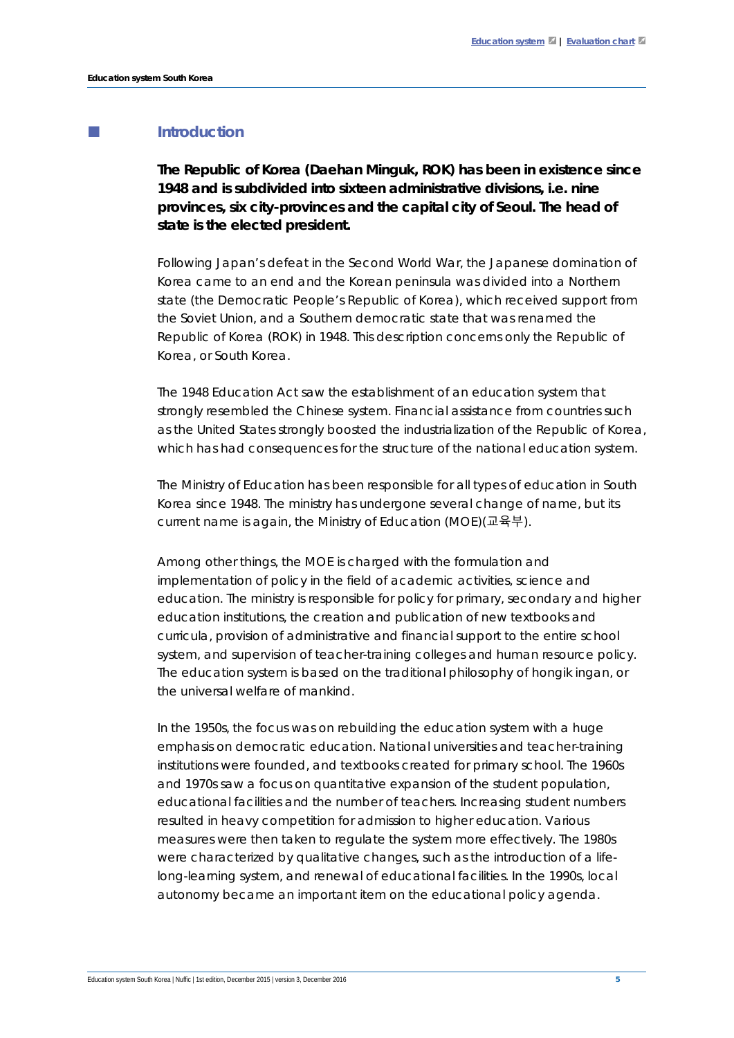## Introduction

**The Republic of Korea (Daehan Minguk, ROK) has been in existence since 1948 and is subdivided into sixteen administrative divisions, i.e. nine provinces, six city-provinces and the capital city of Seoul. The head of state is the elected president.**

Following Japan's defeat in the Second World War, the Japanese domination of Korea came to an end and the Korean peninsula was divided into a Northern state (the Democratic People's Republic of Korea), which received support from the Soviet Union, and a Southern democratic state that was renamed the Republic of Korea (ROK) in 1948. This description concerns only the Republic of Korea, or South Korea.

The 1948 Education Act saw the establishment of an education system that strongly resembled the Chinese system. Financial assistance from countries such as the United States strongly boosted the industrialization of the Republic of Korea, which has had consequences for the structure of the national education system.

The Ministry of Education has been responsible for all types of education in South Korea since 1948. The ministry has undergone several change of name, but its current name is again, the Ministry of Education (MOE)(교육부).

Among other things, the MOE is charged with the formulation and implementation of policy in the field of academic activities, science and education. The ministry is responsible for policy for primary, secondary and higher education institutions, the creation and publication of new textbooks and curricula, provision of administrative and financial support to the entire school system, and supervision of teacher-training colleges and human resource policy. The education system is based on the traditional philosophy of hongik ingan, or the universal welfare of mankind.

In the 1950s, the focus was on rebuilding the education system with a huge emphasis on democratic education. National universities and teacher-training institutions were founded, and textbooks created for primary school. The 1960s and 1970s saw a focus on quantitative expansion of the student population, educational facilities and the number of teachers. Increasing student numbers resulted in heavy competition for admission to higher education. Various measures were then taken to regulate the system more effectively. The 1980s were characterized by qualitative changes, such as the introduction of a life-long-learning system, and renewal of educational facilities. In the 1990s, local autonomy became an important item on the educational policy agenda.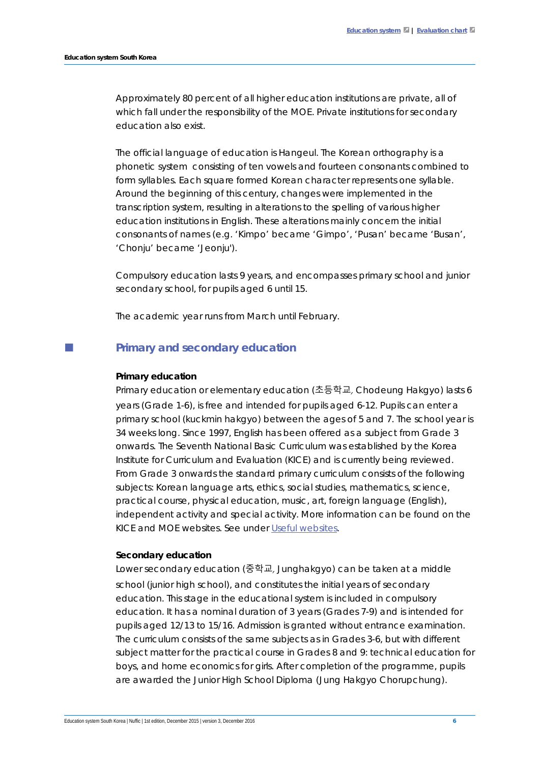Approximately 80 percent of all higher education institutions are private, all of which fall under the responsibility of the MOE. Private institutions for secondary education also exist.

The official language of education is Hangeul. The Korean orthography is a phonetic system consisting of ten vowels and fourteen consonants combined to form syllables. Each square formed Korean character represents one syllable. Around the beginning of this century, changes were implemented in the transcription system, resulting in alterations to the spelling of various higher education institutions in English. These alterations mainly concern the initial consonants of names (e.g. 'Kimpo' became 'Gimpo', 'Pusan' became 'Busan', 'Chonju' became 'Jeonju').

Compulsory education lasts 9 years, and encompasses primary school and junior secondary school, for pupils aged 6 until 15.

The academic year runs from March until February.

## Primary and secondary education

**Primary education**

Primary education or elementary education (초등학교, Chodeung Hakgyo) lasts 6 years (Grade 1-6), is free and intended for pupils aged 6-12. Pupils can enter a primary school (kuckmin hakgyo) between the ages of 5 and 7. The school year is 34 weeks long. Since 1997, English has been offered as a subject from Grade 3 onwards. The Seventh National Basic Curriculum was established by the Korea Institute for Curriculum and Evaluation (KICE) and is currently being reviewed. From Grade 3 onwards the standard primary curriculum consists of the following subjects: Korean language arts, ethics, social studies, mathematics, science, practical course, physical education, music, art, foreign language (English), independent activity and special activity. More information can be found on the KICE and MOE websites. See under Useful websites.

**Secondary education**

Lower secondary education (중학교, Junghakgyo) can be taken at a middle school (junior high school), and constitutes the initial years of secondary education. This stage in the educational system is included in compulsory education. It has a nominal duration of 3 years (Grades 7-9) and is intended for pupils aged 12/13 to 15/16. Admission is granted without entrance examination. The curriculum consists of the same subjects as in Grades 3-6, but with different subject matter for the practical course in Grades 8 and 9: technical education for boys, and home economics for girls. After completion of the programme, pupils are awarded the Junior High School Diploma (Jung Hakgyo Chorupchung).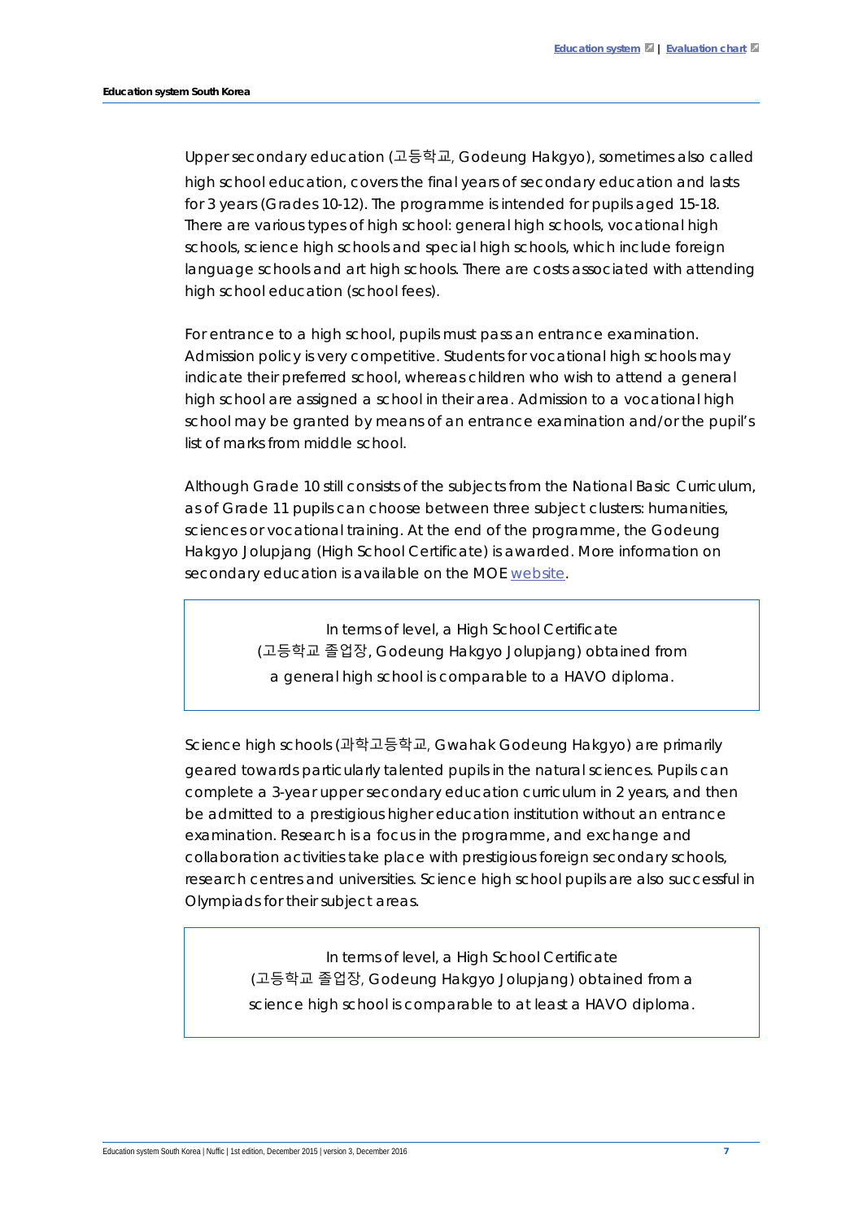Upper secondary education (고등학교, Godeung Hakgyo), sometimes also called high school education, covers the final years of secondary education and lasts for 3 years (Grades 10-12). The programme is intended for pupils aged 15-18. There are various types of high school: general high schools, vocational high schools, science high schools and special high schools, which include foreign language schools and art high schools. There are costs associated with attending high school education (school fees).

For entrance to a high school, pupils must pass an entrance examination. Admission policy is very competitive. Students for vocational high schools may indicate their preferred school, whereas children who wish to attend a general high school are assigned a school in their area. Admission to a vocational high school may be granted by means of an entrance examination and/or the pupil's list of marks from middle school.

Although Grade 10 still consists of the subjects from the National Basic Curriculum, as of Grade 11 pupils can choose between three subject clusters: humanities, sciences or vocational training. At the end of the programme, the Godeung Hakgyo Jolupjang (High School Certificate) is awarded. More information on secondary education is available on the MOE website.

> In terms of level, a High School Certificate (고등학교 졸업장, Godeung Hakgyo Jolupjang) obtained from a general high school is comparable to a HAVO diploma.

Science high schools (과학고등학교, Gwahak Godeung Hakgyo) are primarily geared towards particularly talented pupils in the natural sciences. Pupils can complete a 3-year upper secondary education curriculum in 2 years, and then be admitted to a prestigious higher education institution without an entrance examination. Research is a focus in the programme, and exchange and collaboration activities take place with prestigious foreign secondary schools, research centres and universities. Science high school pupils are also successful in Olympiads for their subject areas.

> In terms of level, a High School Certificate (고등학교 졸업장, Godeung Hakgyo Jolupjang) obtained from a science high school is comparable to at least a HAVO diploma.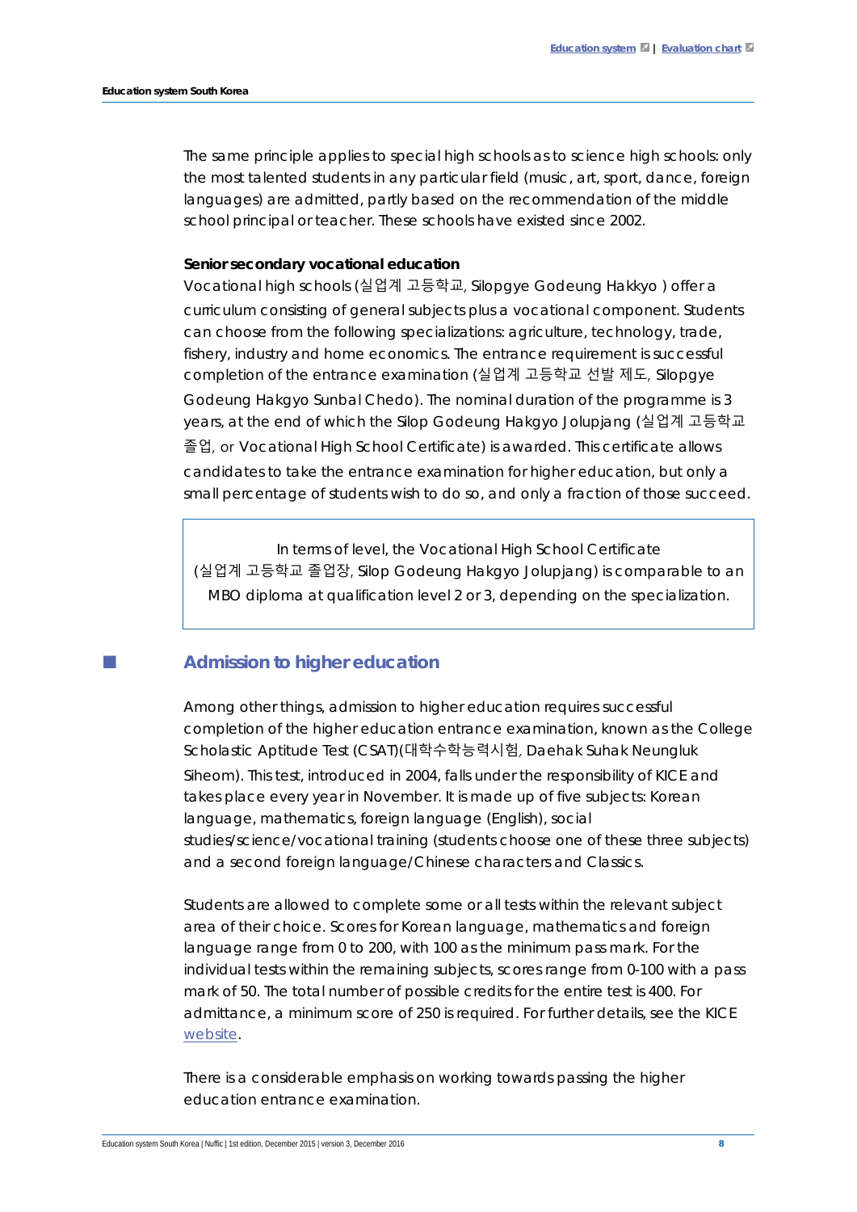The same principle applies to special high schools as to science high schools: only the most talented students in any particular field (music, art, sport, dance, foreign languages) are admitted, partly based on the recommendation of the middle school principal or teacher. These schools have existed since 2002.

**Senior secondary vocational education**

Vocational high schools (실업계 고등학교, Silopgye Godeung Hakkyo ) offer a curriculum consisting of general subjects plus a vocational component. Students can choose from the following specializations: agriculture, technology, trade, fishery, industry and home economics. The entrance requirement is successful completion of the entrance examination (실업계 고등학교 선발 제도, Silopgye Godeung Hakgyo Sunbal Chedo). The nominal duration of the programme is 3 years, at the end of which the Silop Godeung Hakgyo Jolupjang (실업계 고등학교 졸업, or Vocational High School Certificate) is awarded. This certificate allows candidates to take the entrance examination for higher education, but only a small percentage of students wish to do so, and only a fraction of those succeed.

> In terms of level, the Vocational High School Certificate (실업계 고등학교 졸업장, Silop Godeung Hakgyo Jolupjang) is comparable to an MBO diploma at qualification level 2 or 3, depending on the specialization.

## Admission to higher education

Among other things, admission to higher education requires successful completion of the higher education entrance examination, known as the College Scholastic Aptitude Test (CSAT)(대학수학능력시험, Daehak Suhak Neungluk Siheom). This test, introduced in 2004, falls under the responsibility of KICE and takes place every year in November. It is made up of five subjects: Korean language, mathematics, foreign language (English), social studies/science/vocational training (students choose one of these three subjects) and a second foreign language/Chinese characters and Classics.

Students are allowed to complete some or all tests within the relevant subject area of their choice. Scores for Korean language, mathematics and foreign language range from 0 to 200, with 100 as the minimum pass mark. For the individual tests within the remaining subjects, scores range from 0-100 with a pass mark of 50. The total number of possible credits for the entire test is 400. For admittance, a minimum score of 250 is required. For further details, see the KICE website.

There is a considerable emphasis on working towards passing the higher education entrance examination.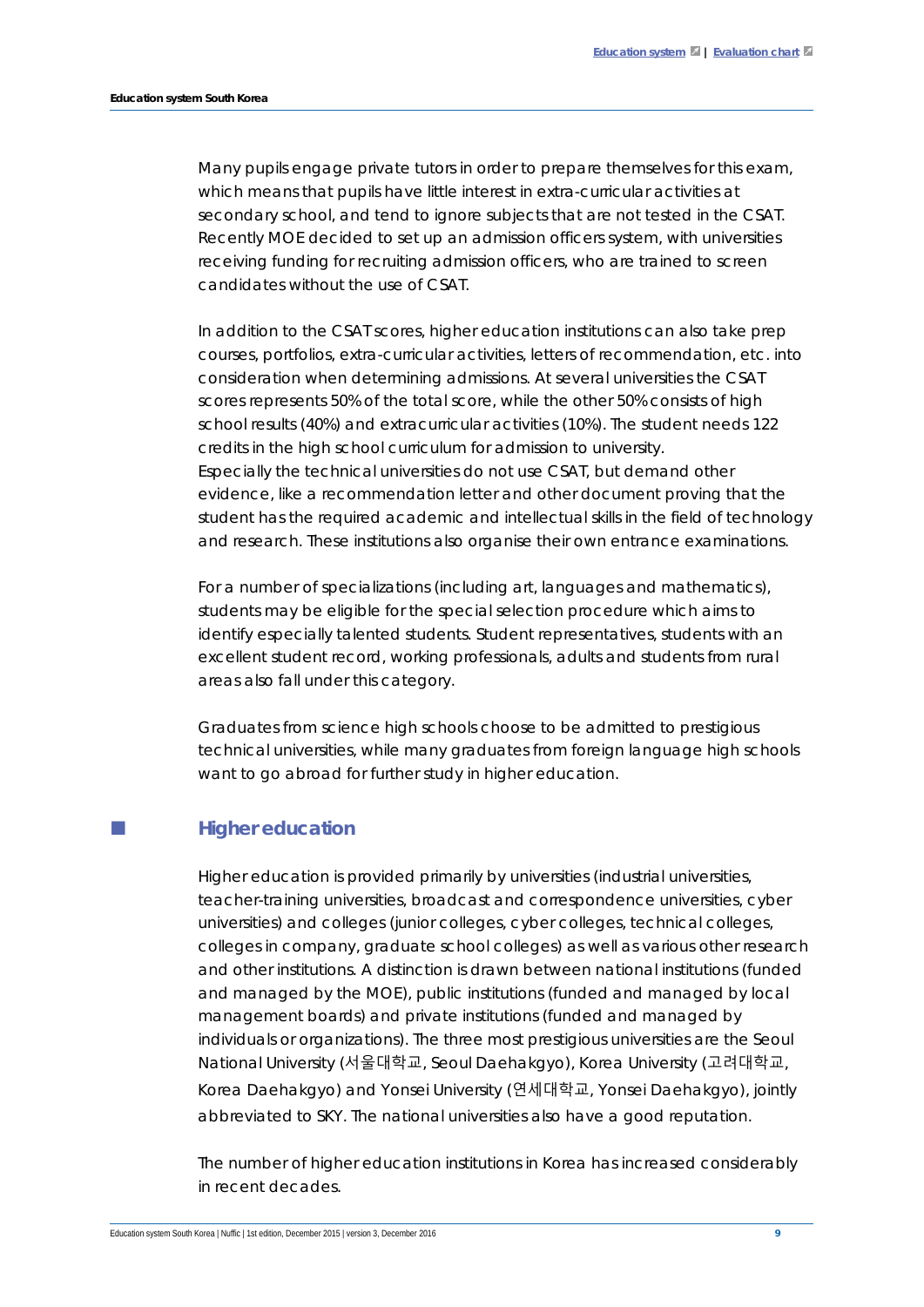Many pupils engage private tutors in order to prepare themselves for this exam, which means that pupils have little interest in extra-curricular activities at secondary school, and tend to ignore subjects that are not tested in the CSAT. Recently MOE decided to set up an admission officers system, with universities receiving funding for recruiting admission officers, who are trained to screen candidates without the use of CSAT.

In addition to the CSAT scores, higher education institutions can also take prep courses, portfolios, extra-curricular activities, letters of recommendation, etc. into consideration when determining admissions. At several universities the CSAT scores represents 50% of the total score, while the other 50% consists of high school results (40%) and extracurricular activities (10%). The student needs 122 credits in the high school curriculum for admission to university.
Especially the technical universities do not use CSAT, but demand other evidence, like a recommendation letter and other document proving that the student has the required academic and intellectual skills in the field of technology and research. These institutions also organise their own entrance examinations.

For a number of specializations (including art, languages and mathematics), students may be eligible for the special selection procedure which aims to identify especially talented students. Student representatives, students with an excellent student record, working professionals, adults and students from rural areas also fall under this category.

Graduates from science high schools choose to be admitted to prestigious technical universities, while many graduates from foreign language high schools want to go abroad for further study in higher education.

## Higher education

Higher education is provided primarily by universities (industrial universities, teacher-training universities, broadcast and correspondence universities, cyber universities) and colleges (junior colleges, cyber colleges, technical colleges, colleges in company, graduate school colleges) as well as various other research and other institutions. A distinction is drawn between national institutions (funded and managed by the MOE), public institutions (funded and managed by local management boards) and private institutions (funded and managed by individuals or organizations). The three most prestigious universities are the Seoul National University (서울대학교, Seoul Daehakgyo), Korea University (고려대학교, Korea Daehakgyo) and Yonsei University (연세대학교, Yonsei Daehakgyo), jointly abbreviated to SKY. The national universities also have a good reputation.

The number of higher education institutions in Korea has increased considerably in recent decades.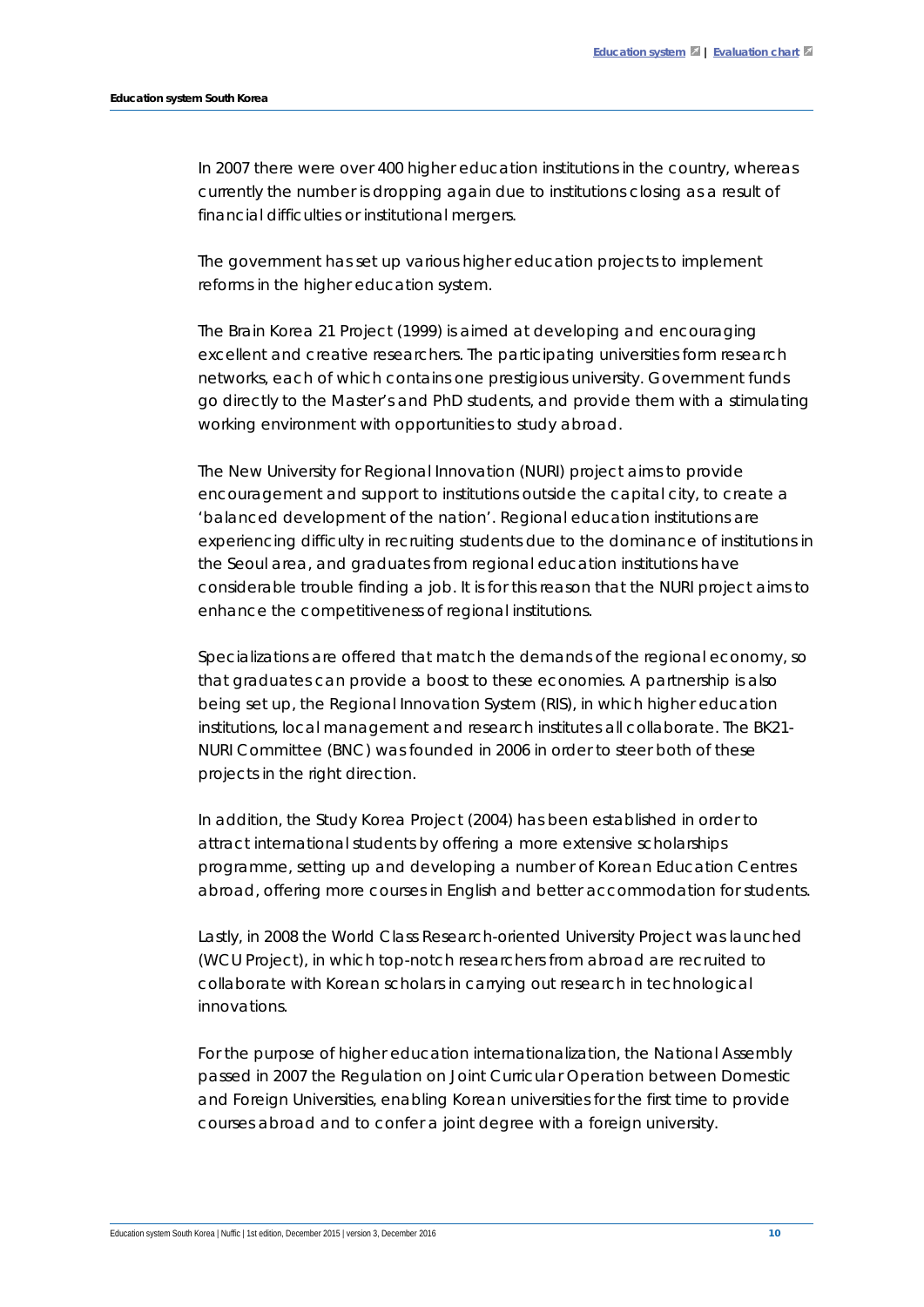In 2007 there were over 400 higher education institutions in the country, whereas currently the number is dropping again due to institutions closing as a result of financial difficulties or institutional mergers.

The government has set up various higher education projects to implement reforms in the higher education system.

The Brain Korea 21 Project (1999) is aimed at developing and encouraging excellent and creative researchers. The participating universities form research networks, each of which contains one prestigious university. Government funds go directly to the Master's and PhD students, and provide them with a stimulating working environment with opportunities to study abroad.

The New University for Regional Innovation (NURI) project aims to provide encouragement and support to institutions outside the capital city, to create a 'balanced development of the nation'. Regional education institutions are experiencing difficulty in recruiting students due to the dominance of institutions in the Seoul area, and graduates from regional education institutions have considerable trouble finding a job. It is for this reason that the NURI project aims to enhance the competitiveness of regional institutions.

Specializations are offered that match the demands of the regional economy, so that graduates can provide a boost to these economies. A partnership is also being set up, the Regional Innovation System (RIS), in which higher education institutions, local management and research institutes all collaborate. The BK21-NURI Committee (BNC) was founded in 2006 in order to steer both of these projects in the right direction.

In addition, the Study Korea Project (2004) has been established in order to attract international students by offering a more extensive scholarships programme, setting up and developing a number of Korean Education Centres abroad, offering more courses in English and better accommodation for students.

Lastly, in 2008 the World Class Research-oriented University Project was launched (WCU Project), in which top-notch researchers from abroad are recruited to collaborate with Korean scholars in carrying out research in technological innovations.

For the purpose of higher education internationalization, the National Assembly passed in 2007 the Regulation on Joint Curricular Operation between Domestic and Foreign Universities, enabling Korean universities for the first time to provide courses abroad and to confer a joint degree with a foreign university.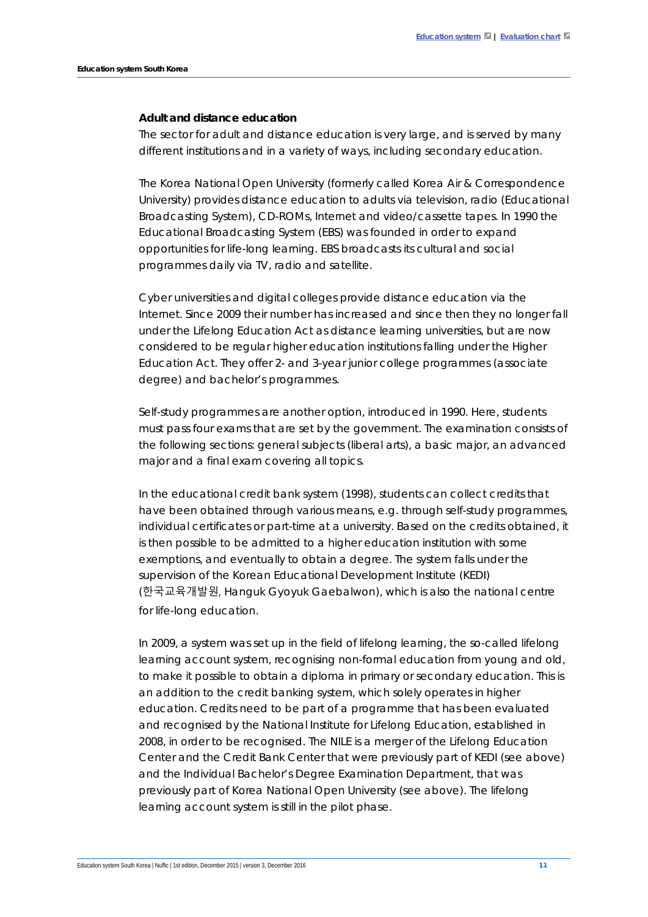### Adult and distance education

The sector for adult and distance education is very large, and is served by many different institutions and in a variety of ways, including secondary education.

The Korea National Open University (formerly called Korea Air & Correspondence University) provides distance education to adults via television, radio (Educational Broadcasting System), CD-ROMs, Internet and video/cassette tapes. In 1990 the Educational Broadcasting System (EBS) was founded in order to expand opportunities for life-long learning. EBS broadcasts its cultural and social programmes daily via TV, radio and satellite.

Cyber universities and digital colleges provide distance education via the Internet. Since 2009 their number has increased and since then they no longer fall under the Lifelong Education Act as distance learning universities, but are now considered to be regular higher education institutions falling under the Higher Education Act. They offer 2- and 3-year junior college programmes (associate degree) and bachelor's programmes.

Self-study programmes are another option, introduced in 1990. Here, students must pass four exams that are set by the government. The examination consists of the following sections: general subjects (liberal arts), a basic major, an advanced major and a final exam covering all topics.

In the educational credit bank system (1998), students can collect credits that have been obtained through various means, e.g. through self-study programmes, individual certificates or part-time at a university. Based on the credits obtained, it is then possible to be admitted to a higher education institution with some exemptions, and eventually to obtain a degree. The system falls under the supervision of the Korean Educational Development Institute (KEDI) (한국교육개발원, Hanguk Gyoyuk Gaebalwon), which is also the national centre for life-long education.

In 2009, a system was set up in the field of lifelong learning, the so-called lifelong learning account system, recognising non-formal education from young and old, to make it possible to obtain a diploma in primary or secondary education. This is an addition to the credit banking system, which solely operates in higher education. Credits need to be part of a programme that has been evaluated and recognised by the National Institute for Lifelong Education, established in 2008, in order to be recognised. The NILE is a merger of the Lifelong Education Center and the Credit Bank Center that were previously part of KEDI (see above) and the Individual Bachelor's Degree Examination Department, that was previously part of Korea National Open University (see above). The lifelong learning account system is still in the pilot phase.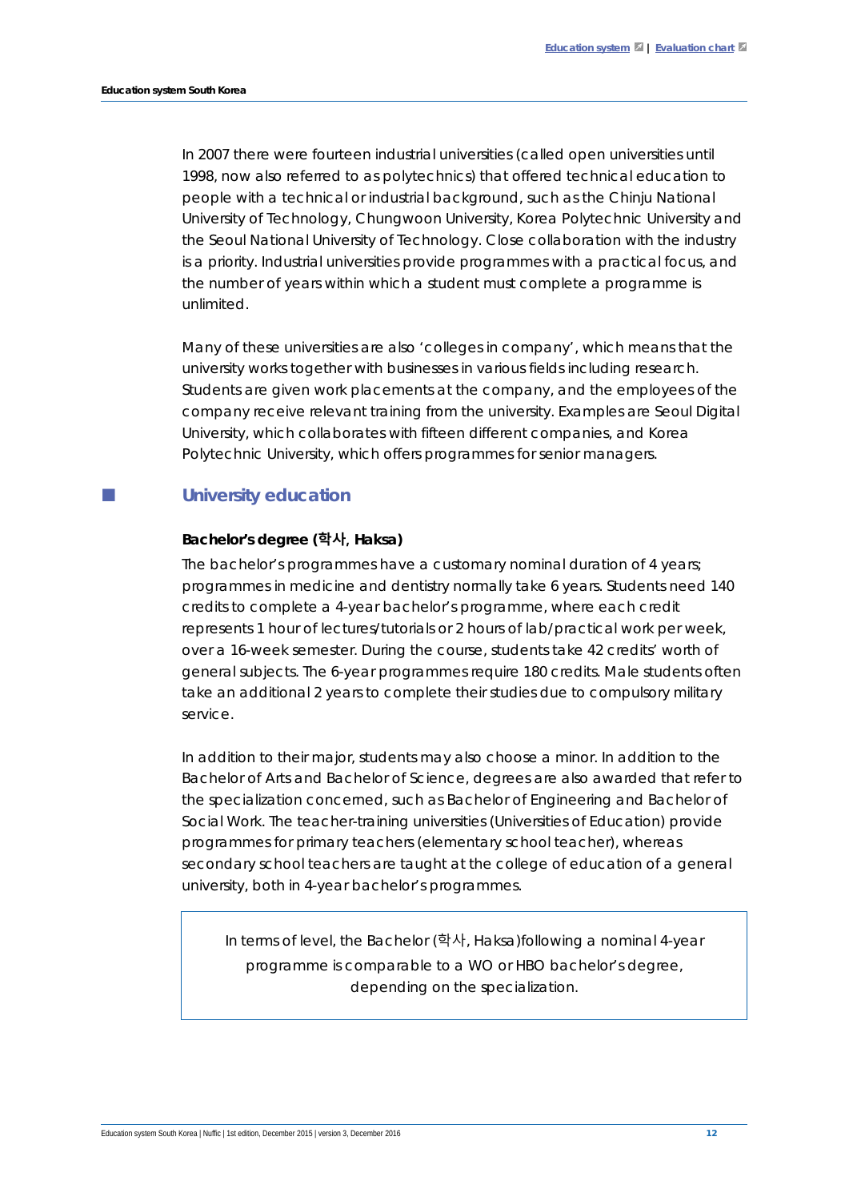In 2007 there were fourteen industrial universities (called open universities until 1998, now also referred to as polytechnics) that offered technical education to people with a technical or industrial background, such as the Chinju National University of Technology, Chungwoon University, Korea Polytechnic University and the Seoul National University of Technology. Close collaboration with the industry is a priority. Industrial universities provide programmes with a practical focus, and the number of years within which a student must complete a programme is unlimited.

Many of these universities are also 'colleges in company', which means that the university works together with businesses in various fields including research. Students are given work placements at the company, and the employees of the company receive relevant training from the university. Examples are Seoul Digital University, which collaborates with fifteen different companies, and Korea Polytechnic University, which offers programmes for senior managers.

## University education

**Bachelor's degree (학사, Haksa)**

The bachelor's programmes have a customary nominal duration of 4 years; programmes in medicine and dentistry normally take 6 years. Students need 140 credits to complete a 4-year bachelor's programme, where each credit represents 1 hour of lectures/tutorials or 2 hours of lab/practical work per week, over a 16-week semester. During the course, students take 42 credits' worth of general subjects. The 6-year programmes require 180 credits. Male students often take an additional 2 years to complete their studies due to compulsory military service.

In addition to their major, students may also choose a minor. In addition to the Bachelor of Arts and Bachelor of Science, degrees are also awarded that refer to the specialization concerned, such as Bachelor of Engineering and Bachelor of Social Work. The teacher-training universities (Universities of Education) provide programmes for primary teachers (elementary school teacher), whereas secondary school teachers are taught at the college of education of a general university, both in 4-year bachelor's programmes.

> In terms of level, the Bachelor (학사, Haksa)following a nominal 4-year programme is comparable to a WO or HBO bachelor's degree, depending on the specialization.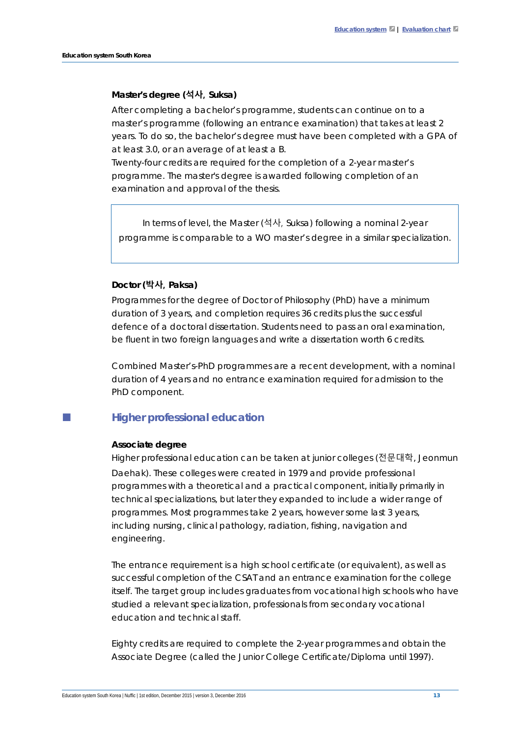### Master's degree (석사, Suksa)

After completing a bachelor's programme, students can continue on to a master's programme (following an entrance examination) that takes at least 2 years. To do so, the bachelor's degree must have been completed with a GPA of at least 3.0, or an average of at least a B.
Twenty-four credits are required for the completion of a 2-year master's programme. The master's degree is awarded following completion of an examination and approval of the thesis.

> In terms of level, the Master (석사, Suksa) following a nominal 2-year programme is comparable to a WO master's degree in a similar specialization.

### Doctor (박사, Paksa)

Programmes for the degree of Doctor of Philosophy (PhD) have a minimum duration of 3 years, and completion requires 36 credits plus the successful defence of a doctoral dissertation. Students need to pass an oral examination, be fluent in two foreign languages and write a dissertation worth 6 credits.

Combined Master's-PhD programmes are a recent development, with a nominal duration of 4 years and no entrance examination required for admission to the PhD component.

## Higher professional education

### Associate degree

Higher professional education can be taken at junior colleges (전문대학, Jeonmun Daehak). These colleges were created in 1979 and provide professional programmes with a theoretical and a practical component, initially primarily in technical specializations, but later they expanded to include a wider range of programmes. Most programmes take 2 years, however some last 3 years, including nursing, clinical pathology, radiation, fishing, navigation and engineering.

The entrance requirement is a high school certificate (or equivalent), as well as successful completion of the CSAT and an entrance examination for the college itself. The target group includes graduates from vocational high schools who have studied a relevant specialization, professionals from secondary vocational education and technical staff.

Eighty credits are required to complete the 2-year programmes and obtain the Associate Degree (called the Junior College Certificate/Diploma until 1997).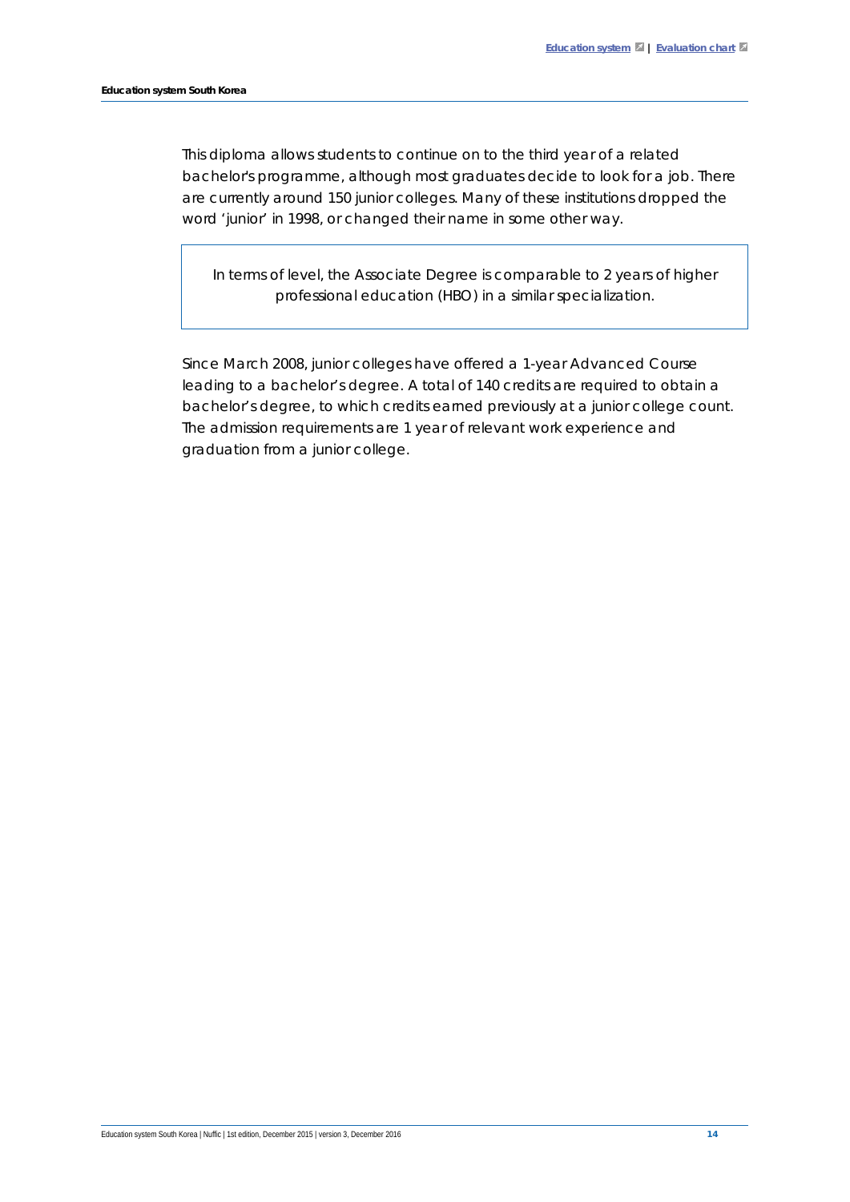This diploma allows students to continue on to the third year of a related bachelor's programme, although most graduates decide to look for a job. There are currently around 150 junior colleges. Many of these institutions dropped the word 'junior' in 1998, or changed their name in some other way.

> In terms of level, the Associate Degree is comparable to 2 years of higher professional education (HBO) in a similar specialization.

Since March 2008, junior colleges have offered a 1-year Advanced Course leading to a bachelor's degree. A total of 140 credits are required to obtain a bachelor's degree, to which credits earned previously at a junior college count. The admission requirements are 1 year of relevant work experience and graduation from a junior college.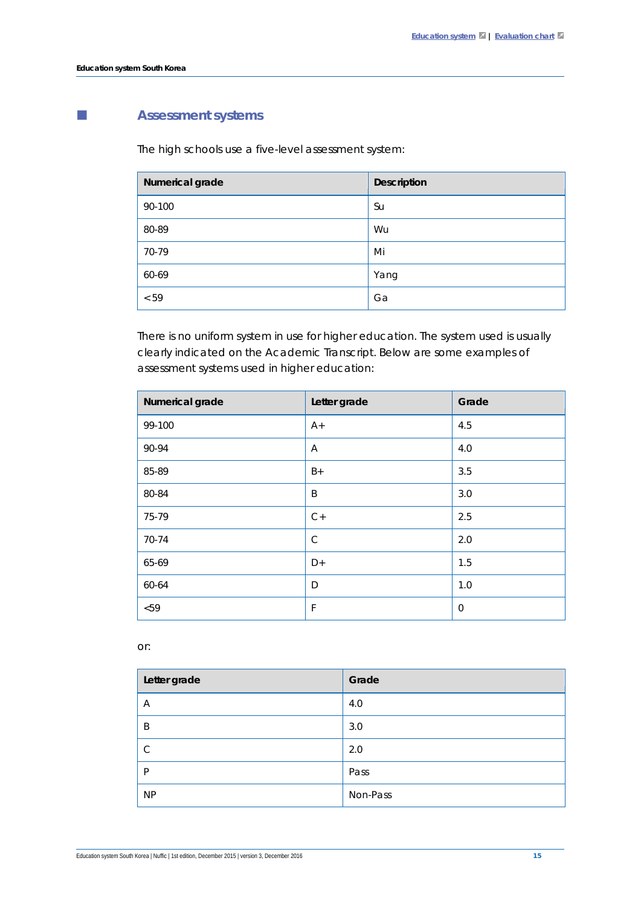## Assessment systems

The high schools use a five-level assessment system:

| Numerical grade | Description |
|---|---|
| 90-100 | Su |
| 80-89 | Wu |
| 70-79 | Mi |
| 60-69 | Yang |
| < 59 | Ga |

There is no uniform system in use for higher education. The system used is usually clearly indicated on the Academic Transcript. Below are some examples of assessment systems used in higher education:

| Numerical grade | Letter grade | Grade |
|---|---|---|
| 99-100 | A+ | 4.5 |
| 90-94 | A | 4.0 |
| 85-89 | B+ | 3.5 |
| 80-84 | B | 3.0 |
| 75-79 | C+ | 2.5 |
| 70-74 | C | 2.0 |
| 65-69 | D+ | 1.5 |
| 60-64 | D | 1.0 |
| <59 | F | 0 |

or:

| Letter grade | Grade |
|---|---|
| A | 4.0 |
| B | 3.0 |
| C | 2.0 |
| P | Pass |
| NP | Non-Pass |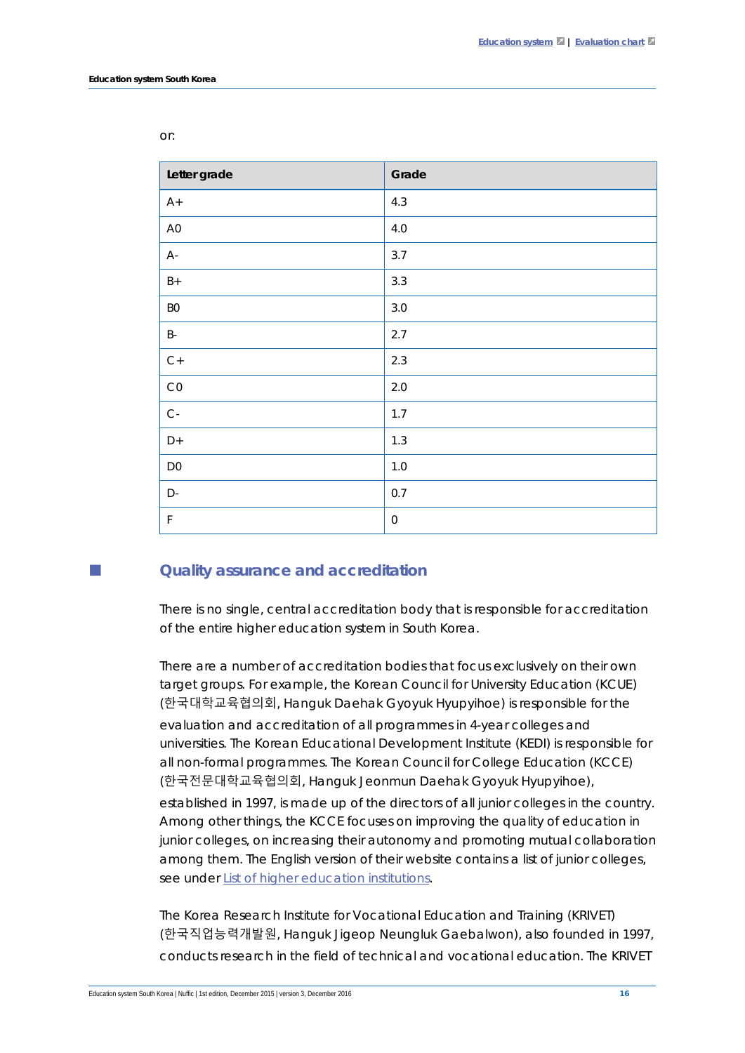or:

| Letter grade | Grade |
| --- | --- |
| A+ | 4.3 |
| A0 | 4.0 |
| A- | 3.7 |
| B+ | 3.3 |
| B0 | 3.0 |
| B- | 2.7 |
| C+ | 2.3 |
| C0 | 2.0 |
| C- | 1.7 |
| D+ | 1.3 |
| D0 | 1.0 |
| D- | 0.7 |
| F | 0 |

## Quality assurance and accreditation

There is no single, central accreditation body that is responsible for accreditation of the entire higher education system in South Korea.

There are a number of accreditation bodies that focus exclusively on their own target groups. For example, the Korean Council for University Education (KCUE) (한국대학교육협의회, Hanguk Daehak Gyoyuk Hyupyihoe) is responsible for the evaluation and accreditation of all programmes in 4-year colleges and universities. The Korean Educational Development Institute (KEDI) is responsible for all non-formal programmes. The Korean Council for College Education (KCCE) (한국전문대학교육협의회, Hanguk Jeonmun Daehak Gyoyuk Hyupyihoe), established in 1997, is made up of the directors of all junior colleges in the country. Among other things, the KCCE focuses on improving the quality of education in junior colleges, on increasing their autonomy and promoting mutual collaboration among them. The English version of their website contains a list of junior colleges, see under List of higher education institutions.

The Korea Research Institute for Vocational Education and Training (KRIVET) (한국직업능력개발원, Hanguk Jigeop Neungluk Gaebalwon), also founded in 1997, conducts research in the field of technical and vocational education. The KRIVET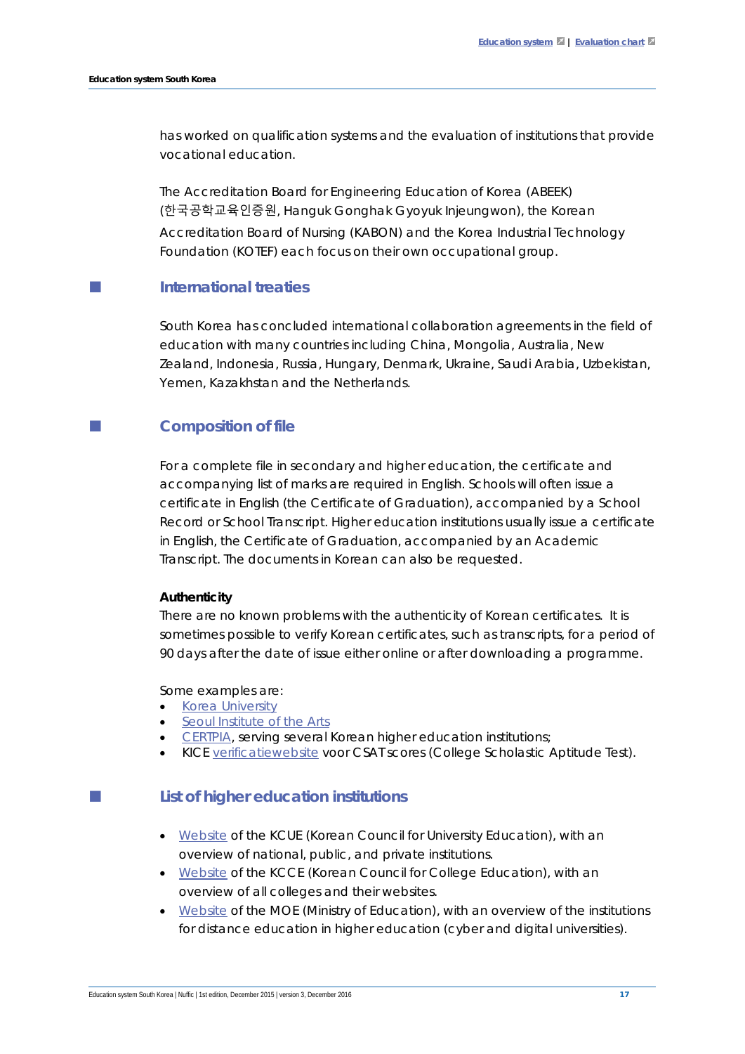has worked on qualification systems and the evaluation of institutions that provide vocational education.

The Accreditation Board for Engineering Education of Korea (ABEEK) (한국공학교육인증원, Hanguk Gonghak Gyoyuk Injeungwon), the Korean Accreditation Board of Nursing (KABON) and the Korea Industrial Technology Foundation (KOTEF) each focus on their own occupational group.

## International treaties

South Korea has concluded international collaboration agreements in the field of education with many countries including China, Mongolia, Australia, New Zealand, Indonesia, Russia, Hungary, Denmark, Ukraine, Saudi Arabia, Uzbekistan, Yemen, Kazakhstan and the Netherlands.

## Composition of file

For a complete file in secondary and higher education, the certificate and accompanying list of marks are required in English. Schools will often issue a certificate in English (the Certificate of Graduation), accompanied by a School Record or School Transcript. Higher education institutions usually issue a certificate in English, the Certificate of Graduation, accompanied by an Academic Transcript. The documents in Korean can also be requested.

**Authenticity**

There are no known problems with the authenticity of Korean certificates. It is sometimes possible to verify Korean certificates, such as transcripts, for a period of 90 days after the date of issue either online or after downloading a programme.

Some examples are:

- Korea University
- Seoul Institute of the Arts
- CERTPIA, serving several Korean higher education institutions;
- KICE verificatiewebsite voor CSAT scores (College Scholastic Aptitude Test).

## List of higher education institutions

- Website of the KCUE (Korean Council for University Education), with an overview of national, public, and private institutions.
- Website of the KCCE (Korean Council for College Education), with an overview of all colleges and their websites.
- Website of the MOE (Ministry of Education), with an overview of the institutions for distance education in higher education (cyber and digital universities).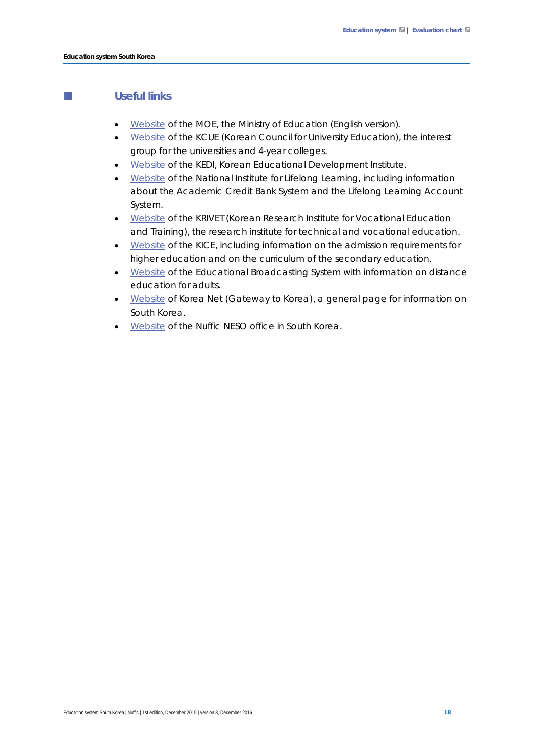## Useful links

- Website of the MOE, the Ministry of Education (English version).
- Website of the KCUE (Korean Council for University Education), the interest group for the universities and 4-year colleges.
- Website of the KEDI, Korean Educational Development Institute.
- Website of the National Institute for Lifelong Learning, including information about the Academic Credit Bank System and the Lifelong Learning Account System.
- Website of the KRIVET (Korean Research Institute for Vocational Education and Training), the research institute for technical and vocational education.
- Website of the KICE, including information on the admission requirements for higher education and on the curriculum of the secondary education.
- Website of the Educational Broadcasting System with information on distance education for adults.
- Website of Korea Net (Gateway to Korea), a general page for information on South Korea.
- Website of the Nuffic NESO office in South Korea.